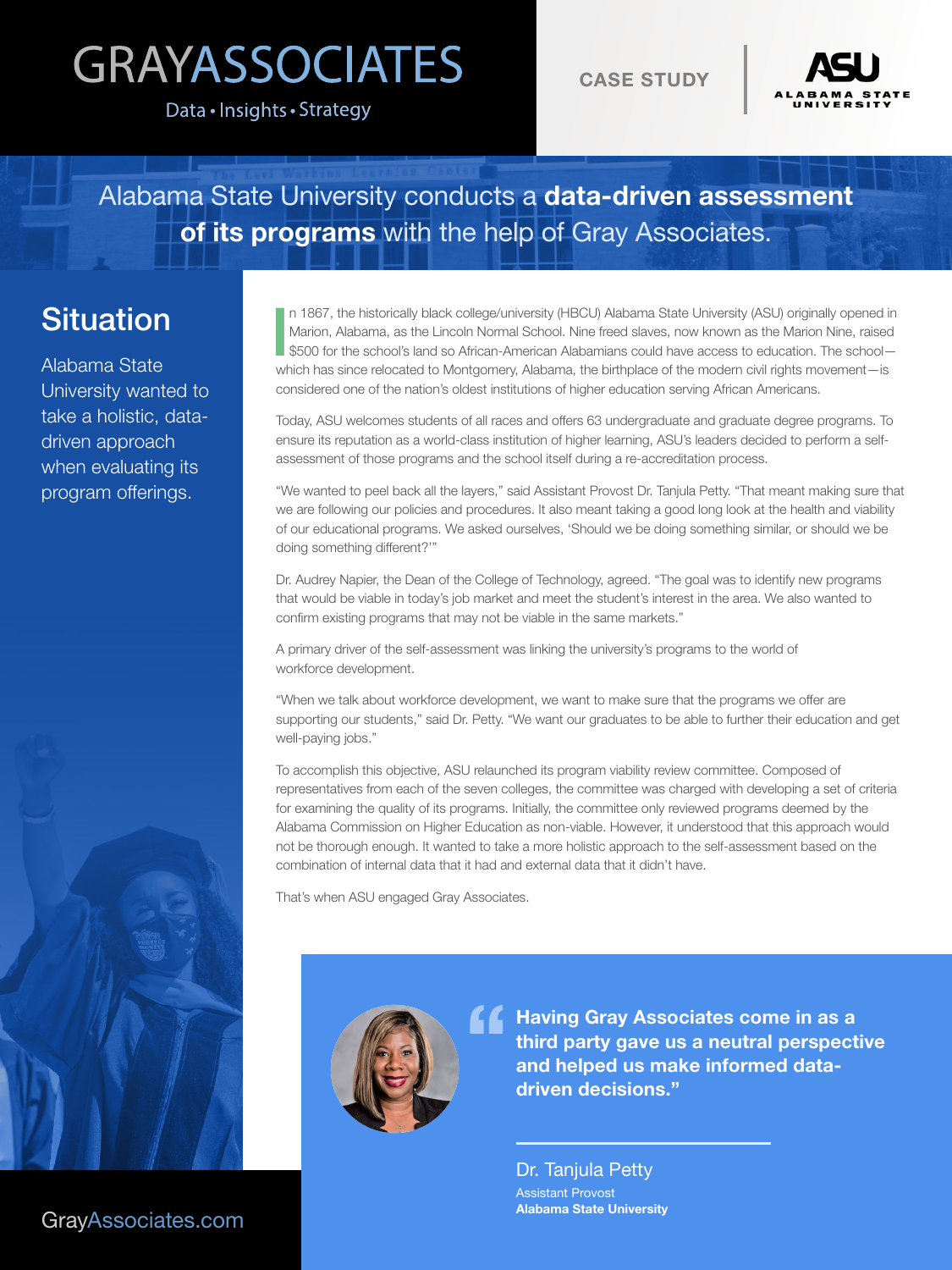GRAYASSOCIATES

Data • Insights • Strategy

CASE STUDY

ASU ALABAMA STATE UNIVERSITY

# Alabama State University conducts a **data-driven assessment of its programs** with the help of Gray Associates.

## Situation

Alabama State University wanted to take a holistic, data-driven approach when evaluating its program offerings.

In 1867, the historically black college/university (HBCU) Alabama State University (ASU) originally opened in Marion, Alabama, as the Lincoln Normal School. Nine freed slaves, now known as the Marion Nine, raised $500 for the school's land so African-American Alabamians could have access to education. The school—which has since relocated to Montgomery, Alabama, the birthplace of the modern civil rights movement—is considered one of the nation's oldest institutions of higher education serving African Americans.

Today, ASU welcomes students of all races and offers 63 undergraduate and graduate degree programs. To ensure its reputation as a world-class institution of higher learning, ASU's leaders decided to perform a self-assessment of those programs and the school itself during a re-accreditation process.

"We wanted to peel back all the layers," said Assistant Provost Dr. Tanjula Petty. "That meant making sure that we are following our policies and procedures. It also meant taking a good long look at the health and viability of our educational programs. We asked ourselves, 'Should we be doing something similar, or should we be doing something different?'"

Dr. Audrey Napier, the Dean of the College of Technology, agreed. "The goal was to identify new programs that would be viable in today's job market and meet the student's interest in the area. We also wanted to confirm existing programs that may not be viable in the same markets."

A primary driver of the self-assessment was linking the university's programs to the world of workforce development.

"When we talk about workforce development, we want to make sure that the programs we offer are supporting our students," said Dr. Petty. "We want our graduates to be able to further their education and get well-paying jobs."

To accomplish this objective, ASU relaunched its program viability review committee. Composed of representatives from each of the seven colleges, the committee was charged with developing a set of criteria for examining the quality of its programs. Initially, the committee only reviewed programs deemed by the Alabama Commission on Higher Education as non-viable. However, it understood that this approach would not be thorough enough. It wanted to take a more holistic approach to the self-assessment based on the combination of internal data that it had and external data that it didn't have.

That's when ASU engaged Gray Associates.

> **"Having Gray Associates come in as a third party gave us a neutral perspective and helped us make informed data-driven decisions."**
>
> Dr. Tanjula Petty
> Assistant Provost
> **Alabama State University**

GrayAssociates.com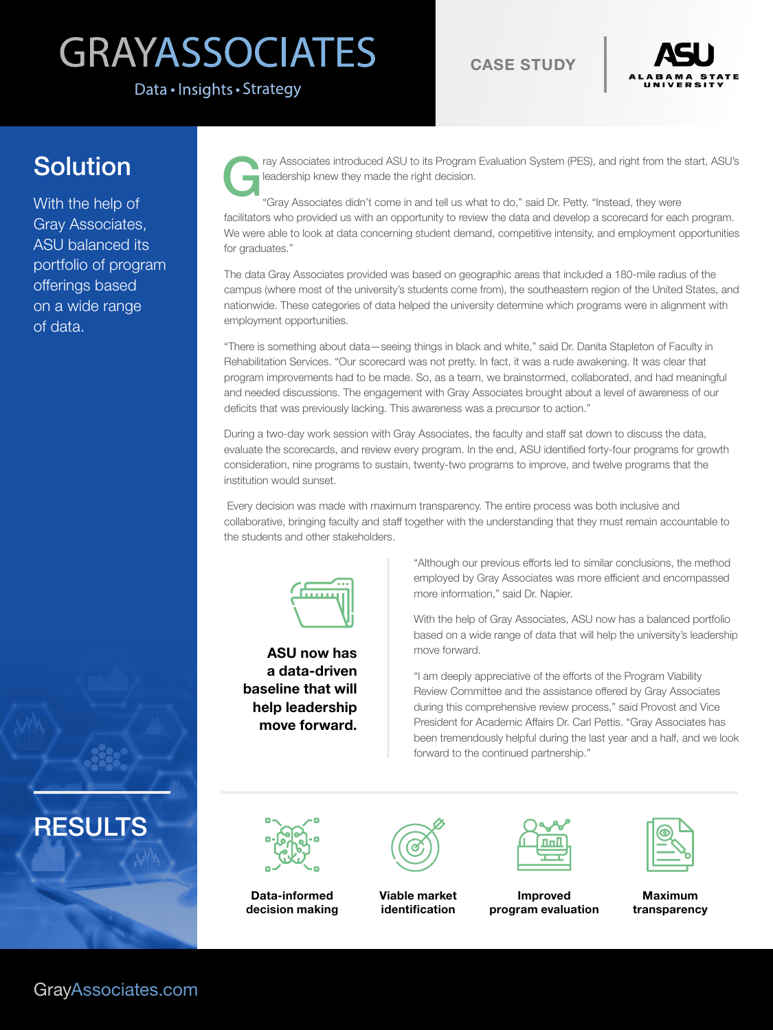GRAYASSOCIATES

Data • Insights • Strategy

CASE STUDY

ASU ALABAMA STATE UNIVERSITY

## Solution

With the help of Gray Associates, ASU balanced its portfolio of program offerings based on a wide range of data.

Gray Associates introduced ASU to its Program Evaluation System (PES), and right from the start, ASU's leadership knew they made the right decision.

"Gray Associates didn't come in and tell us what to do," said Dr. Petty. "Instead, they were facilitators who provided us with an opportunity to review the data and develop a scorecard for each program. We were able to look at data concerning student demand, competitive intensity, and employment opportunities for graduates."

The data Gray Associates provided was based on geographic areas that included a 180-mile radius of the campus (where most of the university's students come from), the southeastern region of the United States, and nationwide. These categories of data helped the university determine which programs were in alignment with employment opportunities.

"There is something about data—seeing things in black and white," said Dr. Danita Stapleton of Faculty in Rehabilitation Services. "Our scorecard was not pretty. In fact, it was a rude awakening. It was clear that program improvements had to be made. So, as a team, we brainstormed, collaborated, and had meaningful and needed discussions. The engagement with Gray Associates brought about a level of awareness of our deficits that was previously lacking. This awareness was a precursor to action."

During a two-day work session with Gray Associates, the faculty and staff sat down to discuss the data, evaluate the scorecards, and review every program. In the end, ASU identified forty-four programs for growth consideration, nine programs to sustain, twenty-two programs to improve, and twelve programs that the institution would sunset.

Every decision was made with maximum transparency. The entire process was both inclusive and collaborative, bringing faculty and staff together with the understanding that they must remain accountable to the students and other stakeholders.

**ASU now has a data-driven baseline that will help leadership move forward.**

"Although our previous efforts led to similar conclusions, the method employed by Gray Associates was more efficient and encompassed more information," said Dr. Napier.

With the help of Gray Associates, ASU now has a balanced portfolio based on a wide range of data that will help the university's leadership move forward.

"I am deeply appreciative of the efforts of the Program Viability Review Committee and the assistance offered by Gray Associates during this comprehensive review process," said Provost and Vice President for Academic Affairs Dr. Carl Pettis. "Gray Associates has been tremendously helpful during the last year and a half, and we look forward to the continued partnership."

## RESULTS

- **Data-informed decision making**
- **Viable market identification**
- **Improved program evaluation**
- **Maximum transparency**

GrayAssociates.com